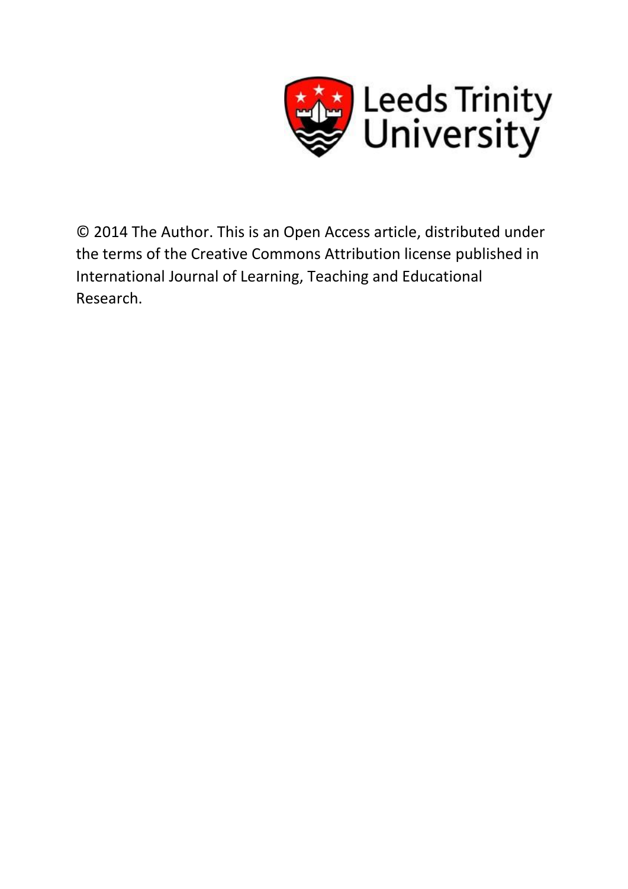Leeds Trinity University

© 2014 The Author. This is an Open Access article, distributed under the terms of the Creative Commons Attribution license published in International Journal of Learning, Teaching and Educational Research.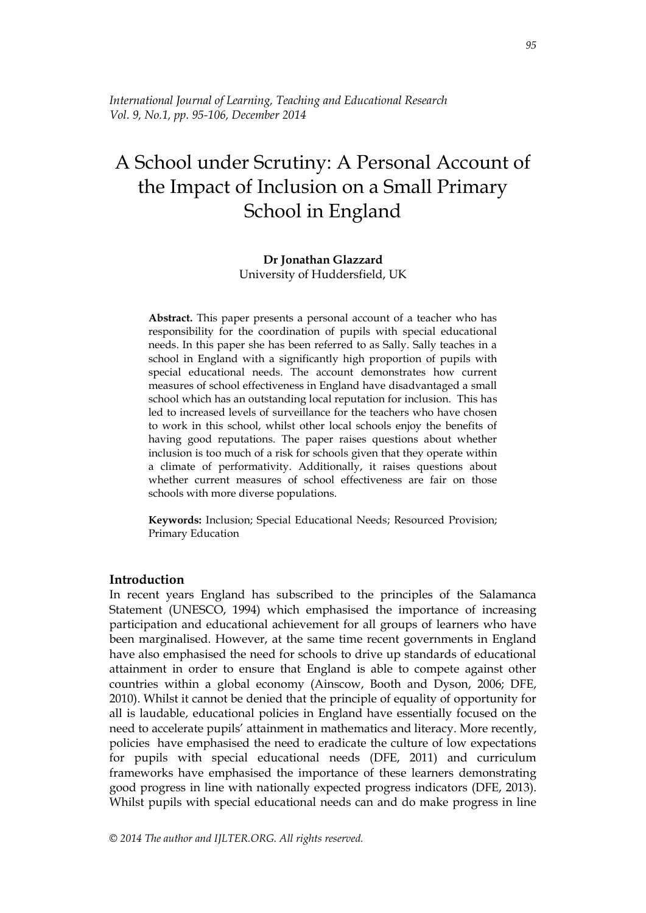# A School under Scrutiny: A Personal Account of the Impact of Inclusion on a Small Primary School in England

**Dr Jonathan Glazzard**
University of Huddersfield, UK

**Abstract.** This paper presents a personal account of a teacher who has responsibility for the coordination of pupils with special educational needs. In this paper she has been referred to as Sally. Sally teaches in a school in England with a significantly high proportion of pupils with special educational needs. The account demonstrates how current measures of school effectiveness in England have disadvantaged a small school which has an outstanding local reputation for inclusion. This has led to increased levels of surveillance for the teachers who have chosen to work in this school, whilst other local schools enjoy the benefits of having good reputations. The paper raises questions about whether inclusion is too much of a risk for schools given that they operate within a climate of performativity. Additionally, it raises questions about whether current measures of school effectiveness are fair on those schools with more diverse populations.

**Keywords:** Inclusion; Special Educational Needs; Resourced Provision; Primary Education

## Introduction

In recent years England has subscribed to the principles of the Salamanca Statement (UNESCO, 1994) which emphasised the importance of increasing participation and educational achievement for all groups of learners who have been marginalised. However, at the same time recent governments in England have also emphasised the need for schools to drive up standards of educational attainment in order to ensure that England is able to compete against other countries within a global economy (Ainscow, Booth and Dyson, 2006; DFE, 2010). Whilst it cannot be denied that the principle of equality of opportunity for all is laudable, educational policies in England have essentially focused on the need to accelerate pupils' attainment in mathematics and literacy. More recently, policies have emphasised the need to eradicate the culture of low expectations for pupils with special educational needs (DFE, 2011) and curriculum frameworks have emphasised the importance of these learners demonstrating good progress in line with nationally expected progress indicators (DFE, 2013). Whilst pupils with special educational needs can and do make progress in line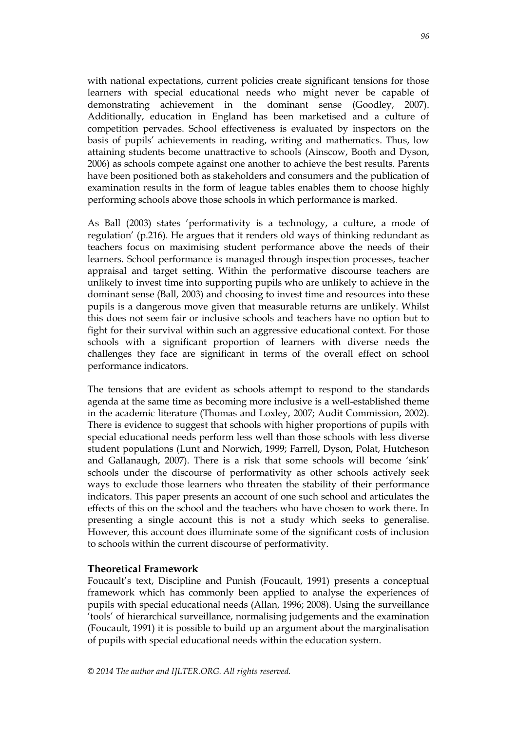with national expectations, current policies create significant tensions for those learners with special educational needs who might never be capable of demonstrating achievement in the dominant sense (Goodley, 2007). Additionally, education in England has been marketised and a culture of competition pervades. School effectiveness is evaluated by inspectors on the basis of pupils' achievements in reading, writing and mathematics. Thus, low attaining students become unattractive to schools (Ainscow, Booth and Dyson, 2006) as schools compete against one another to achieve the best results. Parents have been positioned both as stakeholders and consumers and the publication of examination results in the form of league tables enables them to choose highly performing schools above those schools in which performance is marked.

As Ball (2003) states 'performativity is a technology, a culture, a mode of regulation' (p.216). He argues that it renders old ways of thinking redundant as teachers focus on maximising student performance above the needs of their learners. School performance is managed through inspection processes, teacher appraisal and target setting. Within the performative discourse teachers are unlikely to invest time into supporting pupils who are unlikely to achieve in the dominant sense (Ball, 2003) and choosing to invest time and resources into these pupils is a dangerous move given that measurable returns are unlikely. Whilst this does not seem fair or inclusive schools and teachers have no option but to fight for their survival within such an aggressive educational context. For those schools with a significant proportion of learners with diverse needs the challenges they face are significant in terms of the overall effect on school performance indicators.

The tensions that are evident as schools attempt to respond to the standards agenda at the same time as becoming more inclusive is a well-established theme in the academic literature (Thomas and Loxley, 2007; Audit Commission, 2002). There is evidence to suggest that schools with higher proportions of pupils with special educational needs perform less well than those schools with less diverse student populations (Lunt and Norwich, 1999; Farrell, Dyson, Polat, Hutcheson and Gallanaugh, 2007). There is a risk that some schools will become 'sink' schools under the discourse of performativity as other schools actively seek ways to exclude those learners who threaten the stability of their performance indicators. This paper presents an account of one such school and articulates the effects of this on the school and the teachers who have chosen to work there. In presenting a single account this is not a study which seeks to generalise. However, this account does illuminate some of the significant costs of inclusion to schools within the current discourse of performativity.

## Theoretical Framework

Foucault's text, Discipline and Punish (Foucault, 1991) presents a conceptual framework which has commonly been applied to analyse the experiences of pupils with special educational needs (Allan, 1996; 2008). Using the surveillance 'tools' of hierarchical surveillance, normalising judgements and the examination (Foucault, 1991) it is possible to build up an argument about the marginalisation of pupils with special educational needs within the education system.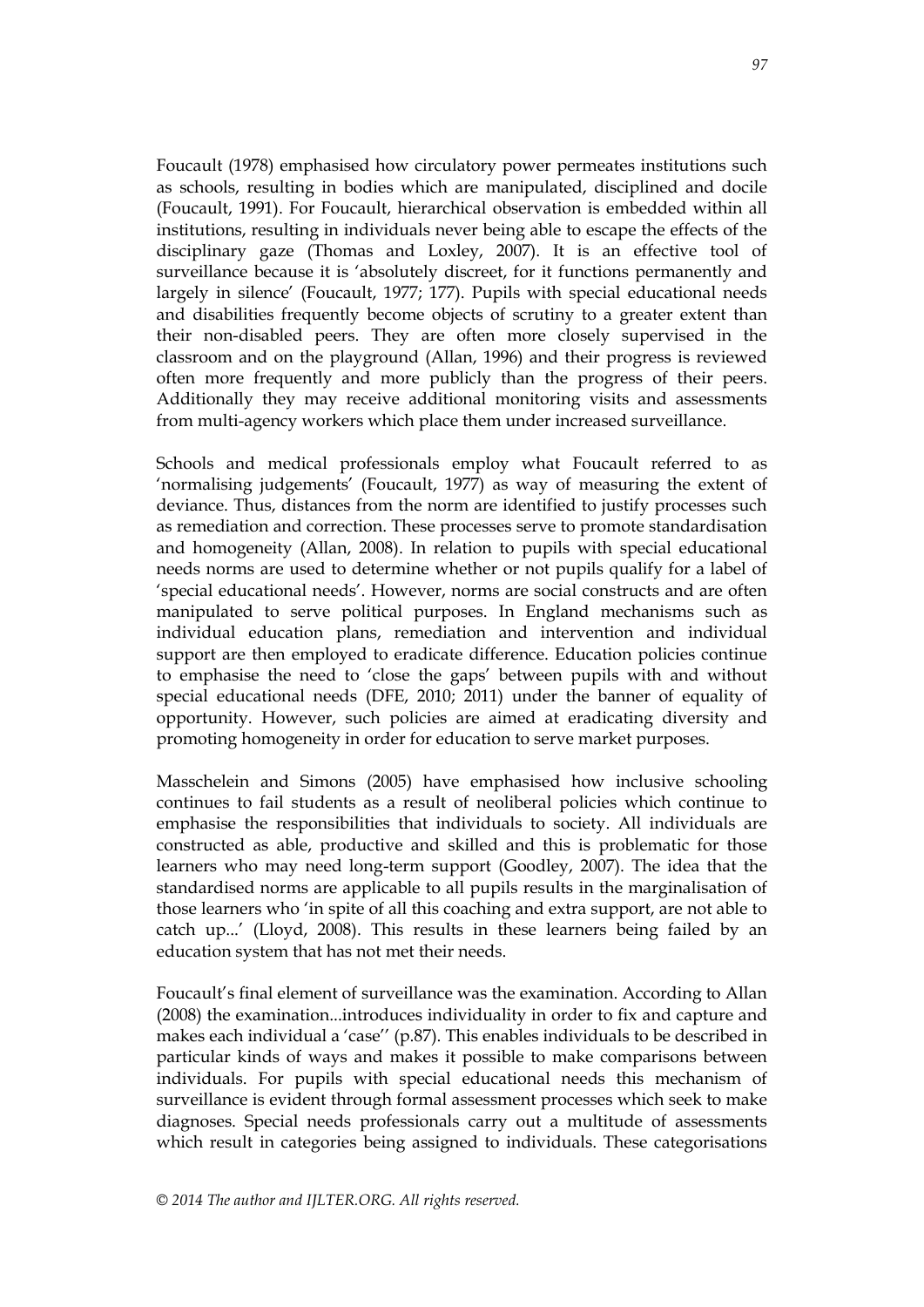Foucault (1978) emphasised how circulatory power permeates institutions such as schools, resulting in bodies which are manipulated, disciplined and docile (Foucault, 1991). For Foucault, hierarchical observation is embedded within all institutions, resulting in individuals never being able to escape the effects of the disciplinary gaze (Thomas and Loxley, 2007). It is an effective tool of surveillance because it is 'absolutely discreet, for it functions permanently and largely in silence' (Foucault, 1977; 177). Pupils with special educational needs and disabilities frequently become objects of scrutiny to a greater extent than their non-disabled peers. They are often more closely supervised in the classroom and on the playground (Allan, 1996) and their progress is reviewed often more frequently and more publicly than the progress of their peers. Additionally they may receive additional monitoring visits and assessments from multi-agency workers which place them under increased surveillance.

Schools and medical professionals employ what Foucault referred to as 'normalising judgements' (Foucault, 1977) as way of measuring the extent of deviance. Thus, distances from the norm are identified to justify processes such as remediation and correction. These processes serve to promote standardisation and homogeneity (Allan, 2008). In relation to pupils with special educational needs norms are used to determine whether or not pupils qualify for a label of 'special educational needs'. However, norms are social constructs and are often manipulated to serve political purposes. In England mechanisms such as individual education plans, remediation and intervention and individual support are then employed to eradicate difference. Education policies continue to emphasise the need to 'close the gaps' between pupils with and without special educational needs (DFE, 2010; 2011) under the banner of equality of opportunity. However, such policies are aimed at eradicating diversity and promoting homogeneity in order for education to serve market purposes.

Masschelein and Simons (2005) have emphasised how inclusive schooling continues to fail students as a result of neoliberal policies which continue to emphasise the responsibilities that individuals to society. All individuals are constructed as able, productive and skilled and this is problematic for those learners who may need long-term support (Goodley, 2007). The idea that the standardised norms are applicable to all pupils results in the marginalisation of those learners who 'in spite of all this coaching and extra support, are not able to catch up...' (Lloyd, 2008). This results in these learners being failed by an education system that has not met their needs.

Foucault's final element of surveillance was the examination. According to Allan (2008) the examination...introduces individuality in order to fix and capture and makes each individual a 'case'' (p.87). This enables individuals to be described in particular kinds of ways and makes it possible to make comparisons between individuals. For pupils with special educational needs this mechanism of surveillance is evident through formal assessment processes which seek to make diagnoses. Special needs professionals carry out a multitude of assessments which result in categories being assigned to individuals. These categorisations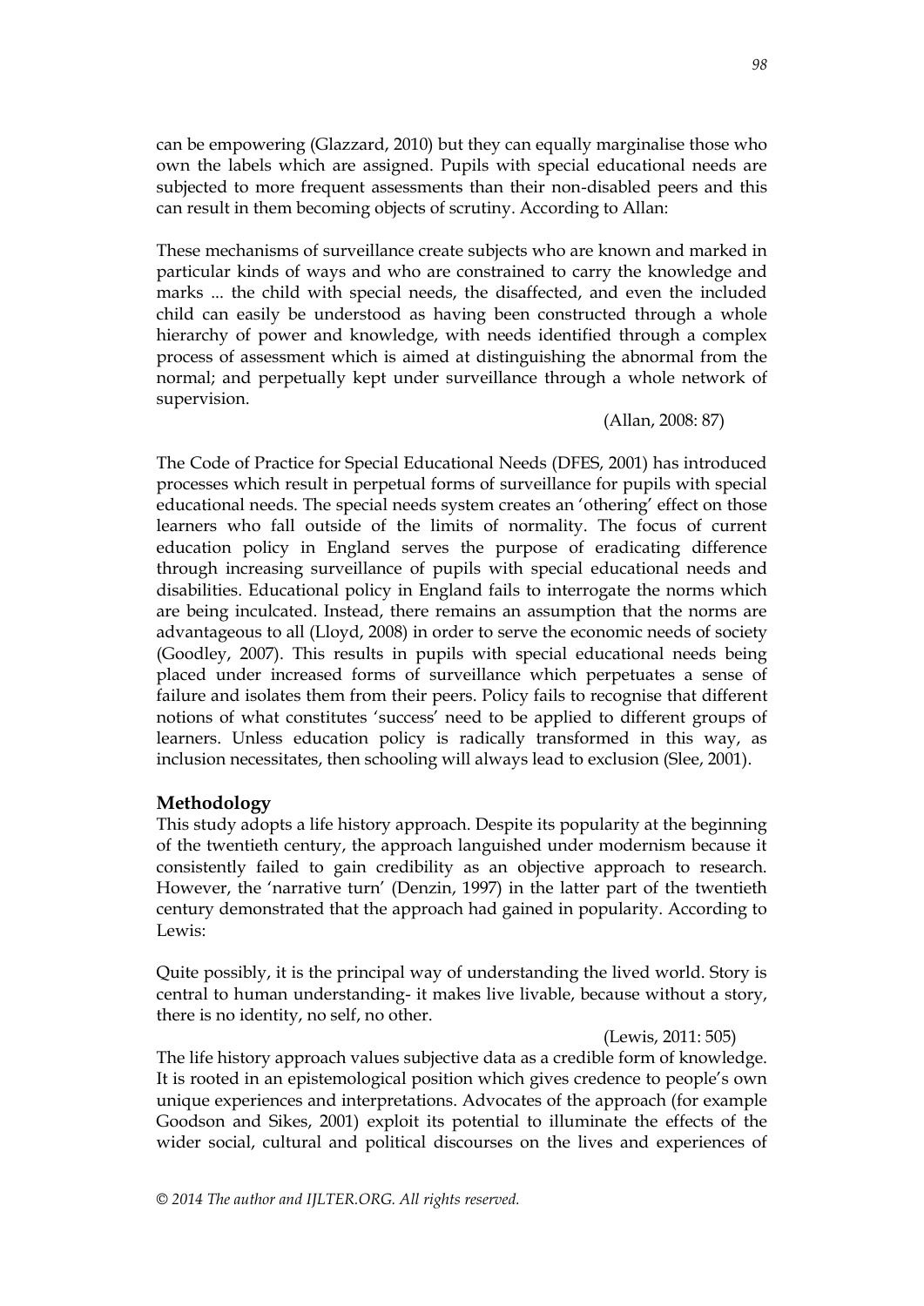can be empowering (Glazzard, 2010) but they can equally marginalise those who own the labels which are assigned. Pupils with special educational needs are subjected to more frequent assessments than their non-disabled peers and this can result in them becoming objects of scrutiny. According to Allan:

> These mechanisms of surveillance create subjects who are known and marked in particular kinds of ways and who are constrained to carry the knowledge and marks ... the child with special needs, the disaffected, and even the included child can easily be understood as having been constructed through a whole hierarchy of power and knowledge, with needs identified through a complex process of assessment which is aimed at distinguishing the abnormal from the normal; and perpetually kept under surveillance through a whole network of supervision.
>
> (Allan, 2008: 87)

The Code of Practice for Special Educational Needs (DFES, 2001) has introduced processes which result in perpetual forms of surveillance for pupils with special educational needs. The special needs system creates an 'othering' effect on those learners who fall outside of the limits of normality. The focus of current education policy in England serves the purpose of eradicating difference through increasing surveillance of pupils with special educational needs and disabilities. Educational policy in England fails to interrogate the norms which are being inculcated. Instead, there remains an assumption that the norms are advantageous to all (Lloyd, 2008) in order to serve the economic needs of society (Goodley, 2007). This results in pupils with special educational needs being placed under increased forms of surveillance which perpetuates a sense of failure and isolates them from their peers. Policy fails to recognise that different notions of what constitutes 'success' need to be applied to different groups of learners. Unless education policy is radically transformed in this way, as inclusion necessitates, then schooling will always lead to exclusion (Slee, 2001).

## Methodology

This study adopts a life history approach. Despite its popularity at the beginning of the twentieth century, the approach languished under modernism because it consistently failed to gain credibility as an objective approach to research. However, the 'narrative turn' (Denzin, 1997) in the latter part of the twentieth century demonstrated that the approach had gained in popularity. According to Lewis:

> Quite possibly, it is the principal way of understanding the lived world. Story is central to human understanding- it makes live livable, because without a story, there is no identity, no self, no other.
>
> (Lewis, 2011: 505)

The life history approach values subjective data as a credible form of knowledge. It is rooted in an epistemological position which gives credence to people's own unique experiences and interpretations. Advocates of the approach (for example Goodson and Sikes, 2001) exploit its potential to illuminate the effects of the wider social, cultural and political discourses on the lives and experiences of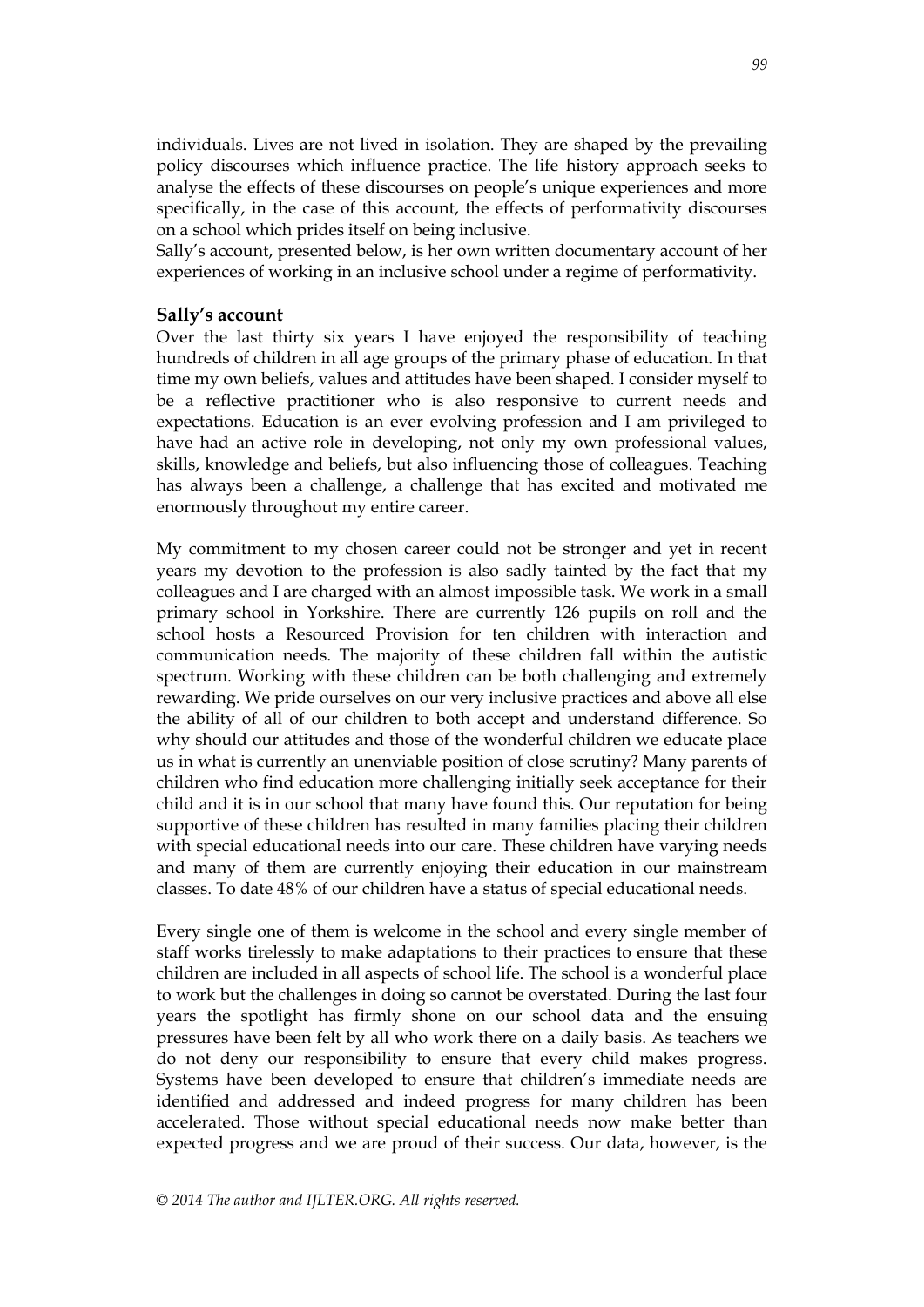individuals. Lives are not lived in isolation. They are shaped by the prevailing policy discourses which influence practice. The life history approach seeks to analyse the effects of these discourses on people's unique experiences and more specifically, in the case of this account, the effects of performativity discourses on a school which prides itself on being inclusive.

Sally's account, presented below, is her own written documentary account of her experiences of working in an inclusive school under a regime of performativity.

**Sally's account**

Over the last thirty six years I have enjoyed the responsibility of teaching hundreds of children in all age groups of the primary phase of education. In that time my own beliefs, values and attitudes have been shaped. I consider myself to be a reflective practitioner who is also responsive to current needs and expectations. Education is an ever evolving profession and I am privileged to have had an active role in developing, not only my own professional values, skills, knowledge and beliefs, but also influencing those of colleagues. Teaching has always been a challenge, a challenge that has excited and motivated me enormously throughout my entire career.

My commitment to my chosen career could not be stronger and yet in recent years my devotion to the profession is also sadly tainted by the fact that my colleagues and I are charged with an almost impossible task. We work in a small primary school in Yorkshire. There are currently 126 pupils on roll and the school hosts a Resourced Provision for ten children with interaction and communication needs. The majority of these children fall within the autistic spectrum. Working with these children can be both challenging and extremely rewarding. We pride ourselves on our very inclusive practices and above all else the ability of all of our children to both accept and understand difference. So why should our attitudes and those of the wonderful children we educate place us in what is currently an unenviable position of close scrutiny? Many parents of children who find education more challenging initially seek acceptance for their child and it is in our school that many have found this. Our reputation for being supportive of these children has resulted in many families placing their children with special educational needs into our care. These children have varying needs and many of them are currently enjoying their education in our mainstream classes. To date 48% of our children have a status of special educational needs.

Every single one of them is welcome in the school and every single member of staff works tirelessly to make adaptations to their practices to ensure that these children are included in all aspects of school life. The school is a wonderful place to work but the challenges in doing so cannot be overstated. During the last four years the spotlight has firmly shone on our school data and the ensuing pressures have been felt by all who work there on a daily basis. As teachers we do not deny our responsibility to ensure that every child makes progress. Systems have been developed to ensure that children's immediate needs are identified and addressed and indeed progress for many children has been accelerated. Those without special educational needs now make better than expected progress and we are proud of their success. Our data, however, is the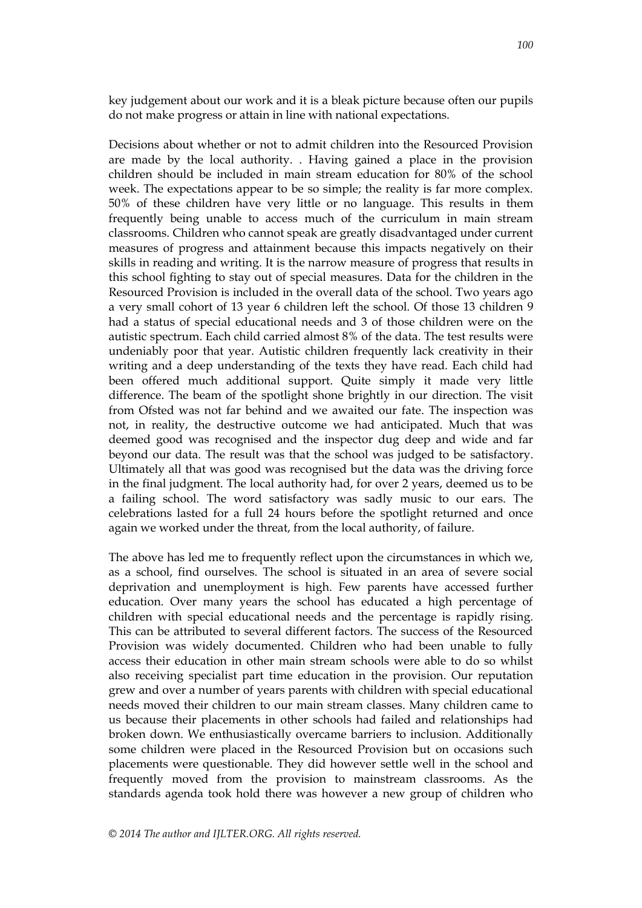key judgement about our work and it is a bleak picture because often our pupils do not make progress or attain in line with national expectations.

Decisions about whether or not to admit children into the Resourced Provision are made by the local authority. . Having gained a place in the provision children should be included in main stream education for 80% of the school week. The expectations appear to be so simple; the reality is far more complex. 50% of these children have very little or no language. This results in them frequently being unable to access much of the curriculum in main stream classrooms. Children who cannot speak are greatly disadvantaged under current measures of progress and attainment because this impacts negatively on their skills in reading and writing. It is the narrow measure of progress that results in this school fighting to stay out of special measures. Data for the children in the Resourced Provision is included in the overall data of the school. Two years ago a very small cohort of 13 year 6 children left the school. Of those 13 children 9 had a status of special educational needs and 3 of those children were on the autistic spectrum. Each child carried almost 8% of the data. The test results were undeniably poor that year. Autistic children frequently lack creativity in their writing and a deep understanding of the texts they have read. Each child had been offered much additional support. Quite simply it made very little difference. The beam of the spotlight shone brightly in our direction. The visit from Ofsted was not far behind and we awaited our fate. The inspection was not, in reality, the destructive outcome we had anticipated. Much that was deemed good was recognised and the inspector dug deep and wide and far beyond our data. The result was that the school was judged to be satisfactory. Ultimately all that was good was recognised but the data was the driving force in the final judgment. The local authority had, for over 2 years, deemed us to be a failing school. The word satisfactory was sadly music to our ears. The celebrations lasted for a full 24 hours before the spotlight returned and once again we worked under the threat, from the local authority, of failure.

The above has led me to frequently reflect upon the circumstances in which we, as a school, find ourselves. The school is situated in an area of severe social deprivation and unemployment is high. Few parents have accessed further education. Over many years the school has educated a high percentage of children with special educational needs and the percentage is rapidly rising. This can be attributed to several different factors. The success of the Resourced Provision was widely documented. Children who had been unable to fully access their education in other main stream schools were able to do so whilst also receiving specialist part time education in the provision. Our reputation grew and over a number of years parents with children with special educational needs moved their children to our main stream classes. Many children came to us because their placements in other schools had failed and relationships had broken down. We enthusiastically overcame barriers to inclusion. Additionally some children were placed in the Resourced Provision but on occasions such placements were questionable. They did however settle well in the school and frequently moved from the provision to mainstream classrooms. As the standards agenda took hold there was however a new group of children who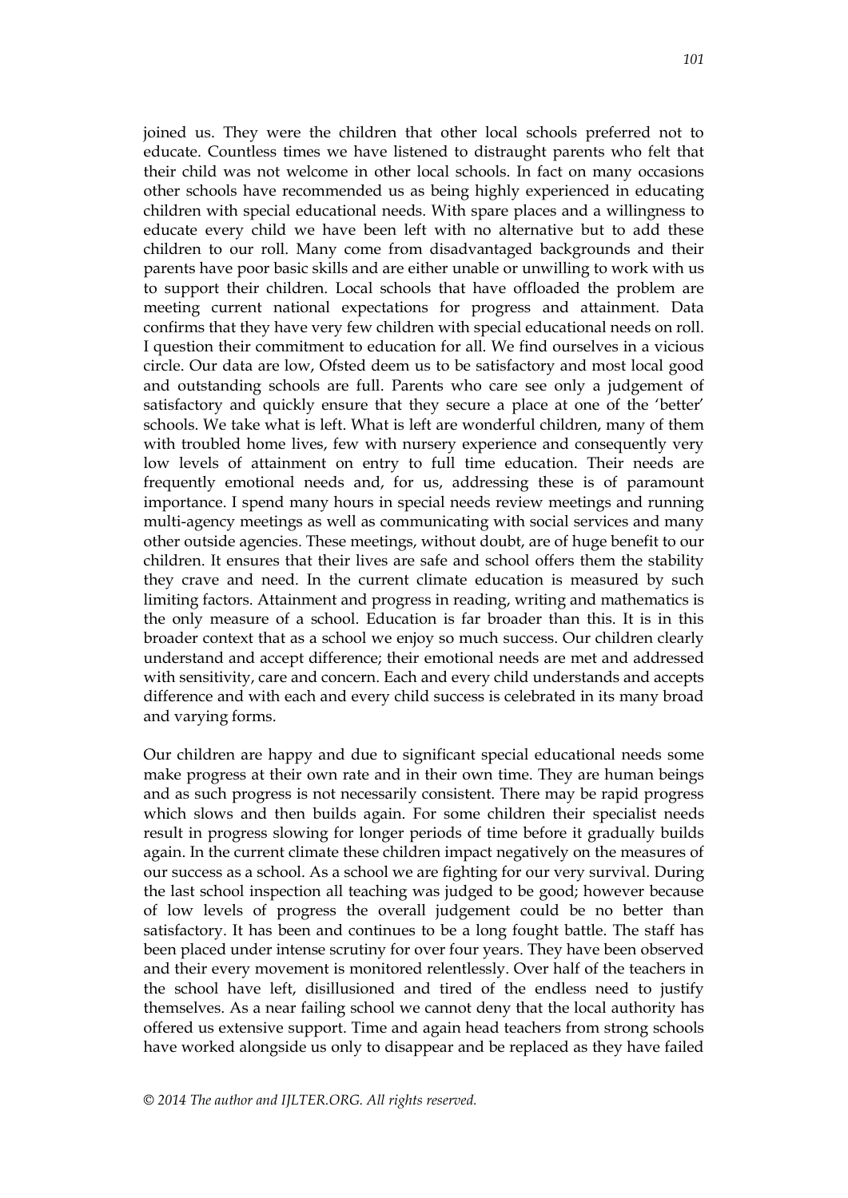joined us. They were the children that other local schools preferred not to educate. Countless times we have listened to distraught parents who felt that their child was not welcome in other local schools. In fact on many occasions other schools have recommended us as being highly experienced in educating children with special educational needs. With spare places and a willingness to educate every child we have been left with no alternative but to add these children to our roll. Many come from disadvantaged backgrounds and their parents have poor basic skills and are either unable or unwilling to work with us to support their children. Local schools that have offloaded the problem are meeting current national expectations for progress and attainment. Data confirms that they have very few children with special educational needs on roll. I question their commitment to education for all. We find ourselves in a vicious circle. Our data are low, Ofsted deem us to be satisfactory and most local good and outstanding schools are full. Parents who care see only a judgement of satisfactory and quickly ensure that they secure a place at one of the 'better' schools. We take what is left. What is left are wonderful children, many of them with troubled home lives, few with nursery experience and consequently very low levels of attainment on entry to full time education. Their needs are frequently emotional needs and, for us, addressing these is of paramount importance. I spend many hours in special needs review meetings and running multi-agency meetings as well as communicating with social services and many other outside agencies. These meetings, without doubt, are of huge benefit to our children. It ensures that their lives are safe and school offers them the stability they crave and need. In the current climate education is measured by such limiting factors. Attainment and progress in reading, writing and mathematics is the only measure of a school. Education is far broader than this. It is in this broader context that as a school we enjoy so much success. Our children clearly understand and accept difference; their emotional needs are met and addressed with sensitivity, care and concern. Each and every child understands and accepts difference and with each and every child success is celebrated in its many broad and varying forms.

Our children are happy and due to significant special educational needs some make progress at their own rate and in their own time. They are human beings and as such progress is not necessarily consistent. There may be rapid progress which slows and then builds again. For some children their specialist needs result in progress slowing for longer periods of time before it gradually builds again. In the current climate these children impact negatively on the measures of our success as a school. As a school we are fighting for our very survival. During the last school inspection all teaching was judged to be good; however because of low levels of progress the overall judgement could be no better than satisfactory. It has been and continues to be a long fought battle. The staff has been placed under intense scrutiny for over four years. They have been observed and their every movement is monitored relentlessly. Over half of the teachers in the school have left, disillusioned and tired of the endless need to justify themselves. As a near failing school we cannot deny that the local authority has offered us extensive support. Time and again head teachers from strong schools have worked alongside us only to disappear and be replaced as they have failed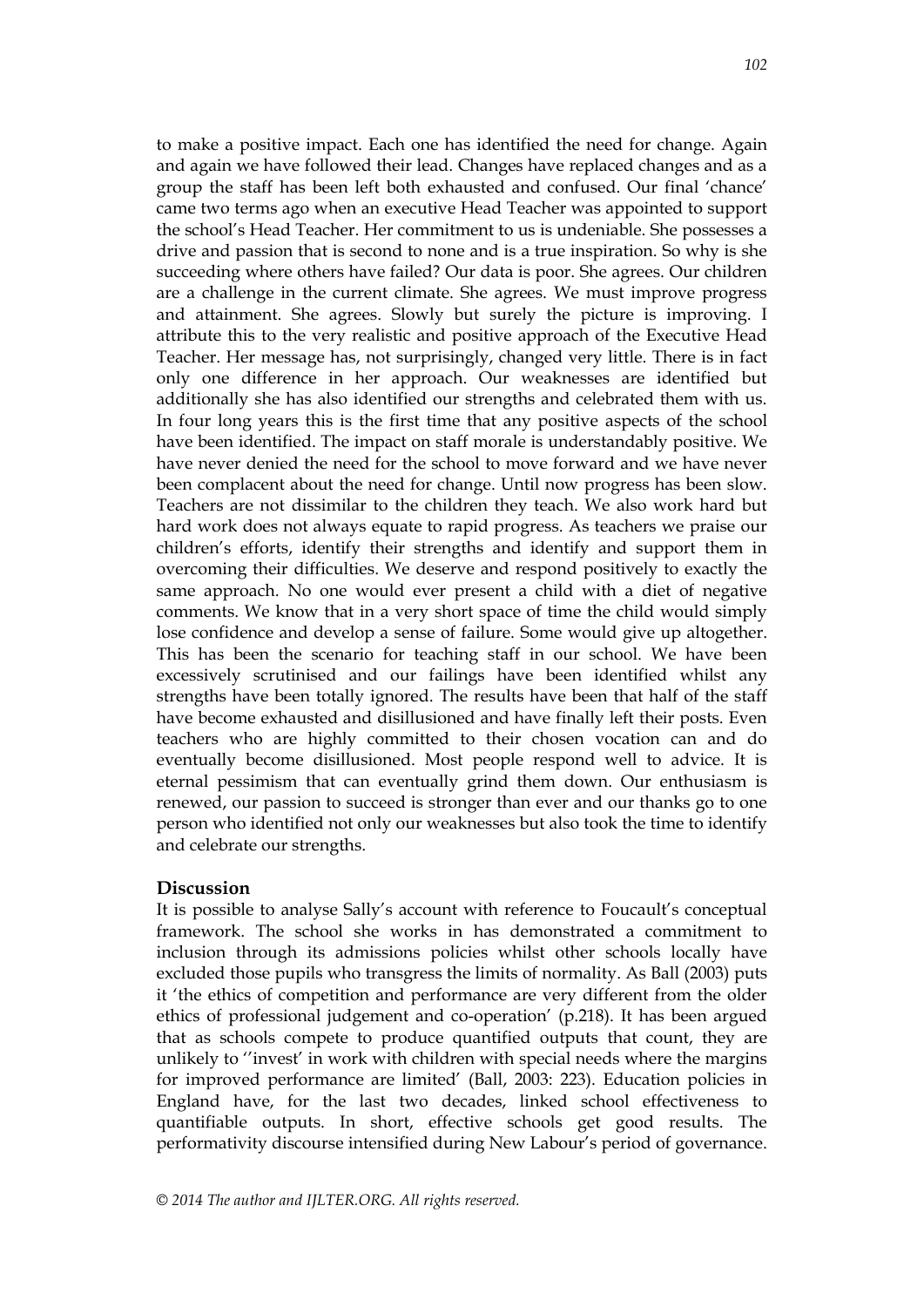to make a positive impact. Each one has identified the need for change. Again and again we have followed their lead. Changes have replaced changes and as a group the staff has been left both exhausted and confused. Our final 'chance' came two terms ago when an executive Head Teacher was appointed to support the school's Head Teacher. Her commitment to us is undeniable. She possesses a drive and passion that is second to none and is a true inspiration. So why is she succeeding where others have failed? Our data is poor. She agrees. Our children are a challenge in the current climate. She agrees. We must improve progress and attainment. She agrees. Slowly but surely the picture is improving. I attribute this to the very realistic and positive approach of the Executive Head Teacher. Her message has, not surprisingly, changed very little. There is in fact only one difference in her approach. Our weaknesses are identified but additionally she has also identified our strengths and celebrated them with us. In four long years this is the first time that any positive aspects of the school have been identified. The impact on staff morale is understandably positive. We have never denied the need for the school to move forward and we have never been complacent about the need for change. Until now progress has been slow. Teachers are not dissimilar to the children they teach. We also work hard but hard work does not always equate to rapid progress. As teachers we praise our children's efforts, identify their strengths and identify and support them in overcoming their difficulties. We deserve and respond positively to exactly the same approach. No one would ever present a child with a diet of negative comments. We know that in a very short space of time the child would simply lose confidence and develop a sense of failure. Some would give up altogether. This has been the scenario for teaching staff in our school. We have been excessively scrutinised and our failings have been identified whilst any strengths have been totally ignored. The results have been that half of the staff have become exhausted and disillusioned and have finally left their posts. Even teachers who are highly committed to their chosen vocation can and do eventually become disillusioned. Most people respond well to advice. It is eternal pessimism that can eventually grind them down. Our enthusiasm is renewed, our passion to succeed is stronger than ever and our thanks go to one person who identified not only our weaknesses but also took the time to identify and celebrate our strengths.

## Discussion

It is possible to analyse Sally's account with reference to Foucault's conceptual framework. The school she works in has demonstrated a commitment to inclusion through its admissions policies whilst other schools locally have excluded those pupils who transgress the limits of normality. As Ball (2003) puts it 'the ethics of competition and performance are very different from the older ethics of professional judgement and co-operation' (p.218). It has been argued that as schools compete to produce quantified outputs that count, they are unlikely to ''invest' in work with children with special needs where the margins for improved performance are limited' (Ball, 2003: 223). Education policies in England have, for the last two decades, linked school effectiveness to quantifiable outputs. In short, effective schools get good results. The performativity discourse intensified during New Labour's period of governance.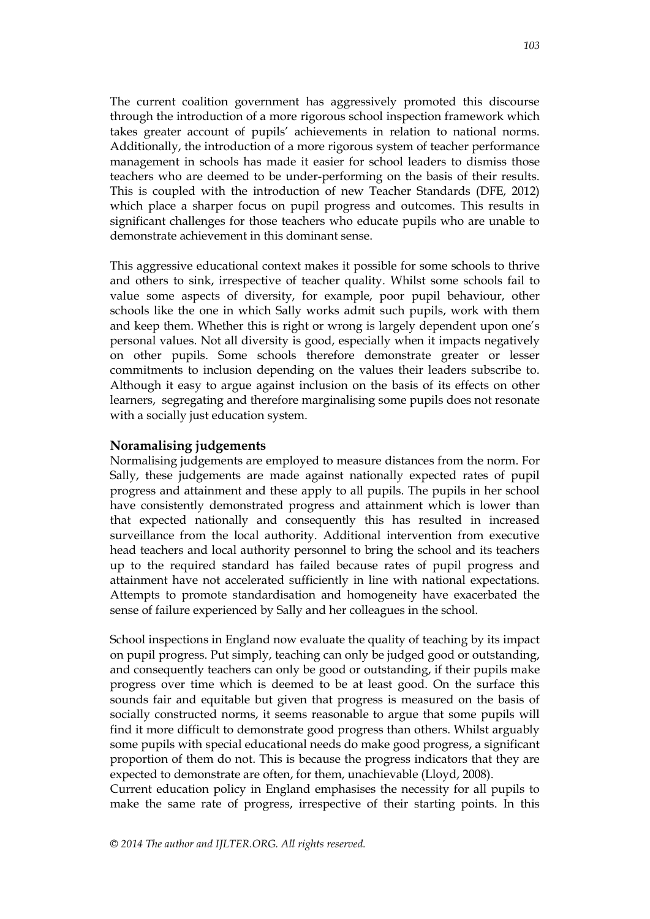The current coalition government has aggressively promoted this discourse through the introduction of a more rigorous school inspection framework which takes greater account of pupils' achievements in relation to national norms. Additionally, the introduction of a more rigorous system of teacher performance management in schools has made it easier for school leaders to dismiss those teachers who are deemed to be under-performing on the basis of their results. This is coupled with the introduction of new Teacher Standards (DFE, 2012) which place a sharper focus on pupil progress and outcomes. This results in significant challenges for those teachers who educate pupils who are unable to demonstrate achievement in this dominant sense.

This aggressive educational context makes it possible for some schools to thrive and others to sink, irrespective of teacher quality. Whilst some schools fail to value some aspects of diversity, for example, poor pupil behaviour, other schools like the one in which Sally works admit such pupils, work with them and keep them. Whether this is right or wrong is largely dependent upon one's personal values. Not all diversity is good, especially when it impacts negatively on other pupils. Some schools therefore demonstrate greater or lesser commitments to inclusion depending on the values their leaders subscribe to. Although it easy to argue against inclusion on the basis of its effects on other learners, segregating and therefore marginalising some pupils does not resonate with a socially just education system.

### Noramalising judgements

Normalising judgements are employed to measure distances from the norm. For Sally, these judgements are made against nationally expected rates of pupil progress and attainment and these apply to all pupils. The pupils in her school have consistently demonstrated progress and attainment which is lower than that expected nationally and consequently this has resulted in increased surveillance from the local authority. Additional intervention from executive head teachers and local authority personnel to bring the school and its teachers up to the required standard has failed because rates of pupil progress and attainment have not accelerated sufficiently in line with national expectations. Attempts to promote standardisation and homogeneity have exacerbated the sense of failure experienced by Sally and her colleagues in the school.

School inspections in England now evaluate the quality of teaching by its impact on pupil progress. Put simply, teaching can only be judged good or outstanding, and consequently teachers can only be good or outstanding, if their pupils make progress over time which is deemed to be at least good. On the surface this sounds fair and equitable but given that progress is measured on the basis of socially constructed norms, it seems reasonable to argue that some pupils will find it more difficult to demonstrate good progress than others. Whilst arguably some pupils with special educational needs do make good progress, a significant proportion of them do not. This is because the progress indicators that they are expected to demonstrate are often, for them, unachievable (Lloyd, 2008).

Current education policy in England emphasises the necessity for all pupils to make the same rate of progress, irrespective of their starting points. In this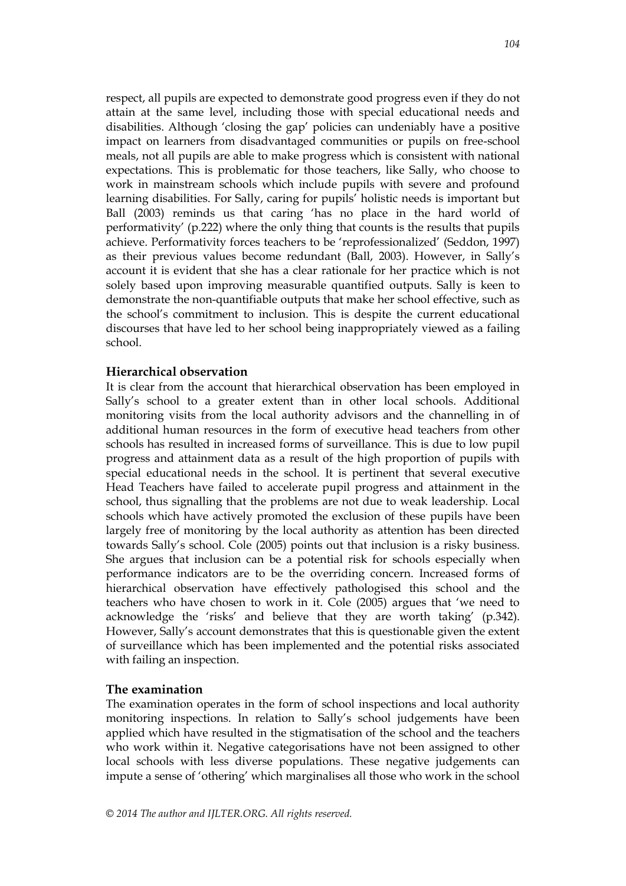respect, all pupils are expected to demonstrate good progress even if they do not attain at the same level, including those with special educational needs and disabilities. Although 'closing the gap' policies can undeniably have a positive impact on learners from disadvantaged communities or pupils on free-school meals, not all pupils are able to make progress which is consistent with national expectations. This is problematic for those teachers, like Sally, who choose to work in mainstream schools which include pupils with severe and profound learning disabilities. For Sally, caring for pupils' holistic needs is important but Ball (2003) reminds us that caring 'has no place in the hard world of performativity' (p.222) where the only thing that counts is the results that pupils achieve. Performativity forces teachers to be 'reprofessionalized' (Seddon, 1997) as their previous values become redundant (Ball, 2003). However, in Sally's account it is evident that she has a clear rationale for her practice which is not solely based upon improving measurable quantified outputs. Sally is keen to demonstrate the non-quantifiable outputs that make her school effective, such as the school's commitment to inclusion. This is despite the current educational discourses that have led to her school being inappropriately viewed as a failing school.

### Hierarchical observation

It is clear from the account that hierarchical observation has been employed in Sally's school to a greater extent than in other local schools. Additional monitoring visits from the local authority advisors and the channelling in of additional human resources in the form of executive head teachers from other schools has resulted in increased forms of surveillance. This is due to low pupil progress and attainment data as a result of the high proportion of pupils with special educational needs in the school. It is pertinent that several executive Head Teachers have failed to accelerate pupil progress and attainment in the school, thus signalling that the problems are not due to weak leadership. Local schools which have actively promoted the exclusion of these pupils have been largely free of monitoring by the local authority as attention has been directed towards Sally's school. Cole (2005) points out that inclusion is a risky business. She argues that inclusion can be a potential risk for schools especially when performance indicators are to be the overriding concern. Increased forms of hierarchical observation have effectively pathologised this school and the teachers who have chosen to work in it. Cole (2005) argues that 'we need to acknowledge the 'risks' and believe that they are worth taking' (p.342). However, Sally's account demonstrates that this is questionable given the extent of surveillance which has been implemented and the potential risks associated with failing an inspection.

### The examination

The examination operates in the form of school inspections and local authority monitoring inspections. In relation to Sally's school judgements have been applied which have resulted in the stigmatisation of the school and the teachers who work within it. Negative categorisations have not been assigned to other local schools with less diverse populations. These negative judgements can impute a sense of 'othering' which marginalises all those who work in the school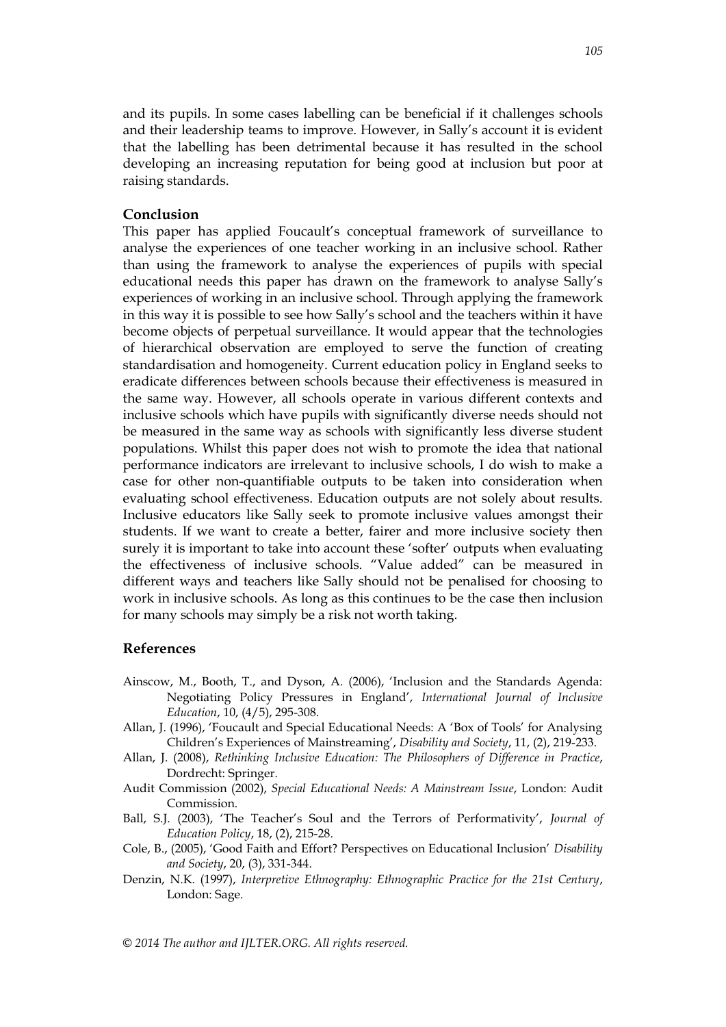and its pupils. In some cases labelling can be beneficial if it challenges schools and their leadership teams to improve. However, in Sally's account it is evident that the labelling has been detrimental because it has resulted in the school developing an increasing reputation for being good at inclusion but poor at raising standards.

## Conclusion

This paper has applied Foucault's conceptual framework of surveillance to analyse the experiences of one teacher working in an inclusive school. Rather than using the framework to analyse the experiences of pupils with special educational needs this paper has drawn on the framework to analyse Sally's experiences of working in an inclusive school. Through applying the framework in this way it is possible to see how Sally's school and the teachers within it have become objects of perpetual surveillance. It would appear that the technologies of hierarchical observation are employed to serve the function of creating standardisation and homogeneity. Current education policy in England seeks to eradicate differences between schools because their effectiveness is measured in the same way. However, all schools operate in various different contexts and inclusive schools which have pupils with significantly diverse needs should not be measured in the same way as schools with significantly less diverse student populations. Whilst this paper does not wish to promote the idea that national performance indicators are irrelevant to inclusive schools, I do wish to make a case for other non-quantifiable outputs to be taken into consideration when evaluating school effectiveness. Education outputs are not solely about results. Inclusive educators like Sally seek to promote inclusive values amongst their students. If we want to create a better, fairer and more inclusive society then surely it is important to take into account these 'softer' outputs when evaluating the effectiveness of inclusive schools. "Value added" can be measured in different ways and teachers like Sally should not be penalised for choosing to work in inclusive schools. As long as this continues to be the case then inclusion for many schools may simply be a risk not worth taking.

## References

Ainscow, M., Booth, T., and Dyson, A. (2006), 'Inclusion and the Standards Agenda: Negotiating Policy Pressures in England', *International Journal of Inclusive Education*, 10, (4/5), 295-308.

Allan, J. (1996), 'Foucault and Special Educational Needs: A 'Box of Tools' for Analysing Children's Experiences of Mainstreaming', *Disability and Society*, 11, (2), 219-233.

Allan, J. (2008), *Rethinking Inclusive Education: The Philosophers of Difference in Practice*, Dordrecht: Springer.

Audit Commission (2002), *Special Educational Needs: A Mainstream Issue*, London: Audit Commission.

Ball, S.J. (2003), 'The Teacher's Soul and the Terrors of Performativity', *Journal of Education Policy*, 18, (2), 215-28.

Cole, B., (2005), 'Good Faith and Effort? Perspectives on Educational Inclusion' *Disability and Society*, 20, (3), 331-344.

Denzin, N.K. (1997), *Interpretive Ethnography: Ethnographic Practice for the 21st Century*, London: Sage.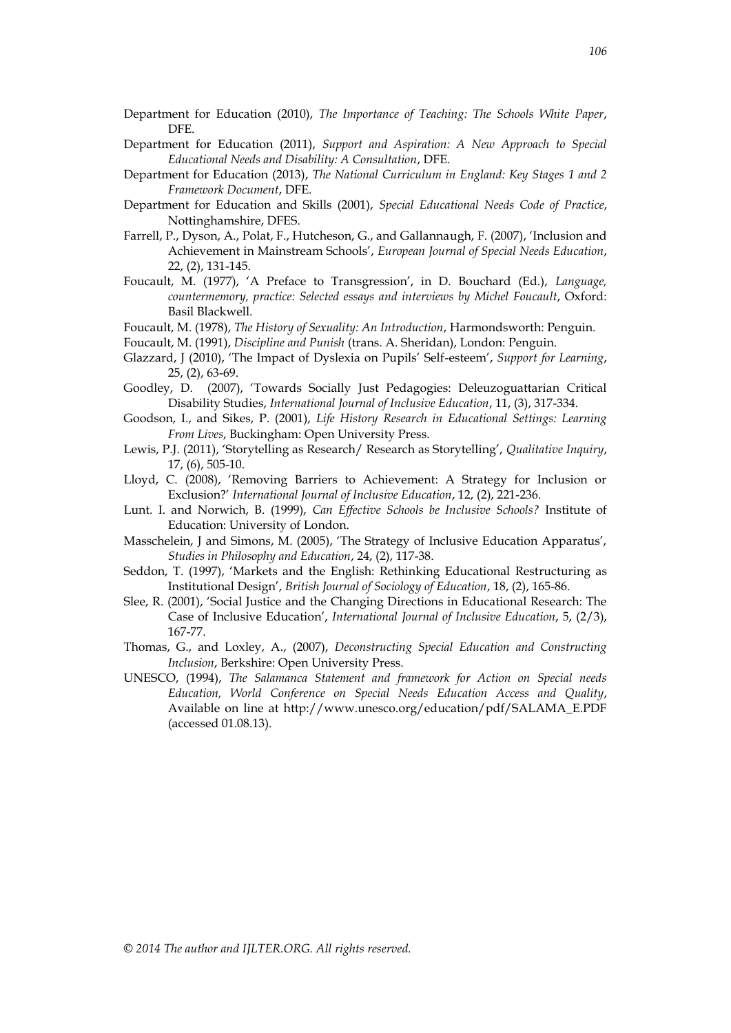Department for Education (2010), *The Importance of Teaching: The Schools White Paper*, DFE.

Department for Education (2011), *Support and Aspiration: A New Approach to Special Educational Needs and Disability: A Consultation*, DFE.

Department for Education (2013), *The National Curriculum in England: Key Stages 1 and 2 Framework Document*, DFE.

Department for Education and Skills (2001), *Special Educational Needs Code of Practice*, Nottinghamshire, DFES.

Farrell, P., Dyson, A., Polat, F., Hutcheson, G., and Gallannaugh, F. (2007), 'Inclusion and Achievement in Mainstream Schools', *European Journal of Special Needs Education*, 22, (2), 131-145.

Foucault, M. (1977), 'A Preface to Transgression', in D. Bouchard (Ed.), *Language, countermemory, practice: Selected essays and interviews by Michel Foucault*, Oxford: Basil Blackwell.

Foucault, M. (1978), *The History of Sexuality: An Introduction*, Harmondsworth: Penguin.

Foucault, M. (1991), *Discipline and Punish* (trans. A. Sheridan), London: Penguin.

Glazzard, J (2010), 'The Impact of Dyslexia on Pupils' Self-esteem', *Support for Learning*, 25, (2), 63-69.

Goodley, D. (2007), 'Towards Socially Just Pedagogies: Deleuzoguattarian Critical Disability Studies, *International Journal of Inclusive Education*, 11, (3), 317-334.

Goodson, I., and Sikes, P. (2001), *Life History Research in Educational Settings: Learning From Lives*, Buckingham: Open University Press.

Lewis, P.J. (2011), 'Storytelling as Research/ Research as Storytelling', *Qualitative Inquiry*, 17, (6), 505-10.

Lloyd, C. (2008), 'Removing Barriers to Achievement: A Strategy for Inclusion or Exclusion?' *International Journal of Inclusive Education*, 12, (2), 221-236.

Lunt. I. and Norwich, B. (1999), *Can Effective Schools be Inclusive Schools?* Institute of Education: University of London.

Masschelein, J and Simons, M. (2005), 'The Strategy of Inclusive Education Apparatus', *Studies in Philosophy and Education*, 24, (2), 117-38.

Seddon, T. (1997), 'Markets and the English: Rethinking Educational Restructuring as Institutional Design', *British Journal of Sociology of Education*, 18, (2), 165-86.

Slee, R. (2001), 'Social Justice and the Changing Directions in Educational Research: The Case of Inclusive Education', *International Journal of Inclusive Education*, 5, (2/3), 167-77.

Thomas, G., and Loxley, A., (2007), *Deconstructing Special Education and Constructing Inclusion*, Berkshire: Open University Press.

UNESCO, (1994), *The Salamanca Statement and framework for Action on Special needs Education, World Conference on Special Needs Education Access and Quality*, Available on line at http://www.unesco.org/education/pdf/SALAMA_E.PDF (accessed 01.08.13).